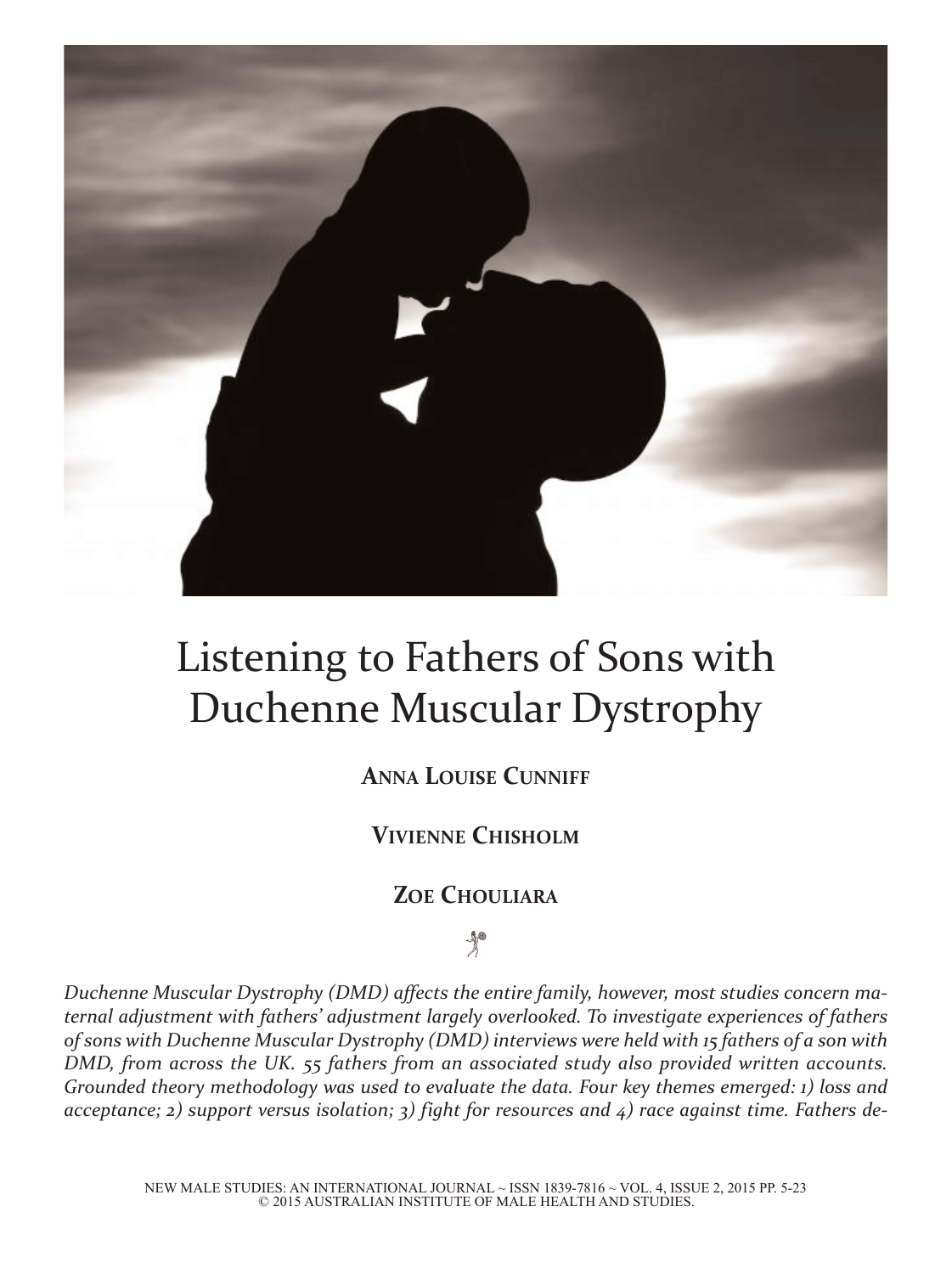# Listening to Fathers of Sons with Duchenne Muscular Dystrophy

**ANNA LOUISE CUNNIFF**

**VIVIENNE CHISHOLM**

**ZOE CHOULIARA**

*Duchenne Muscular Dystrophy (DMD) affects the entire family, however, most studies concern maternal adjustment with fathers' adjustment largely overlooked. To investigate experiences of fathers of sons with Duchenne Muscular Dystrophy (DMD) interviews were held with 15 fathers of a son with DMD, from across the UK. 55 fathers from an associated study also provided written accounts. Grounded theory methodology was used to evaluate the data. Four key themes emerged: 1) loss and acceptance; 2) support versus isolation; 3) fight for resources and 4) race against time. Fathers de-*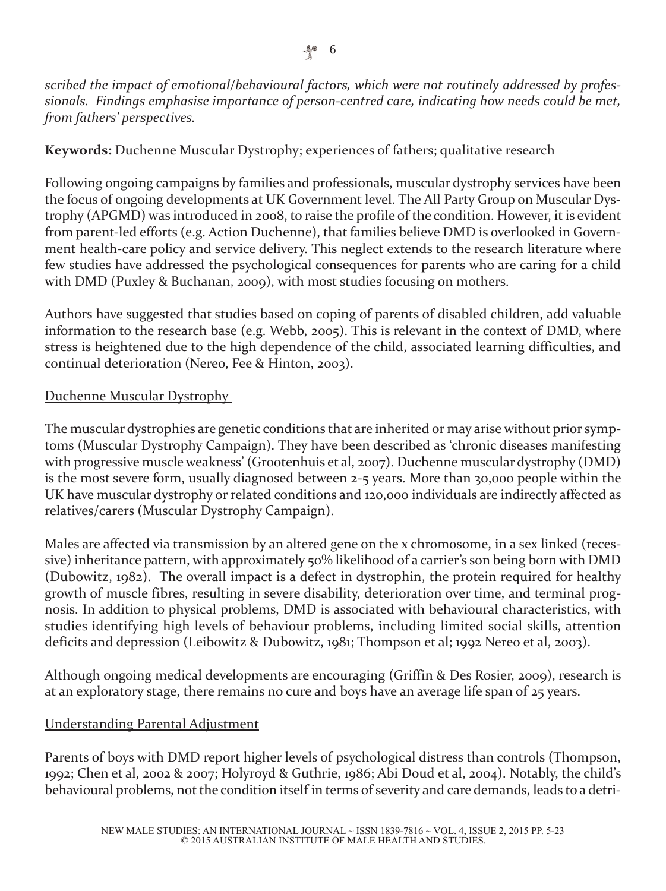*scribed the impact of emotional/behavioural factors, which were not routinely addressed by professionals. Findings emphasise importance of person-centred care, indicating how needs could be met, from fathers' perspectives.*

**Keywords:** Duchenne Muscular Dystrophy; experiences of fathers; qualitative research

Following ongoing campaigns by families and professionals, muscular dystrophy services have been the focus of ongoing developments at UK Government level. The All Party Group on Muscular Dystrophy (APGMD) was introduced in 2008, to raise the profile of the condition. However, it is evident from parent-led efforts (e.g. Action Duchenne), that families believe DMD is overlooked in Government health-care policy and service delivery. This neglect extends to the research literature where few studies have addressed the psychological consequences for parents who are caring for a child with DMD (Puxley & Buchanan, 2009), with most studies focusing on mothers.

Authors have suggested that studies based on coping of parents of disabled children, add valuable information to the research base (e.g. Webb, 2005). This is relevant in the context of DMD, where stress is heightened due to the high dependence of the child, associated learning difficulties, and continual deterioration (Nereo, Fee & Hinton, 2003).

## Duchenne Muscular Dystrophy

The muscular dystrophies are genetic conditions that are inherited or may arise without prior symptoms (Muscular Dystrophy Campaign). They have been described as 'chronic diseases manifesting with progressive muscle weakness' (Grootenhuis et al, 2007). Duchenne muscular dystrophy (DMD) is the most severe form, usually diagnosed between 2-5 years. More than 30,000 people within the UK have muscular dystrophy or related conditions and 120,000 individuals are indirectly affected as relatives/carers (Muscular Dystrophy Campaign).

Males are affected via transmission by an altered gene on the x chromosome, in a sex linked (recessive) inheritance pattern, with approximately 50% likelihood of a carrier's son being born with DMD (Dubowitz, 1982). The overall impact is a defect in dystrophin, the protein required for healthy growth of muscle fibres, resulting in severe disability, deterioration over time, and terminal prognosis. In addition to physical problems, DMD is associated with behavioural characteristics, with studies identifying high levels of behaviour problems, including limited social skills, attention deficits and depression (Leibowitz & Dubowitz, 1981; Thompson et al; 1992 Nereo et al, 2003).

Although ongoing medical developments are encouraging (Griffin & Des Rosier, 2009), research is at an exploratory stage, there remains no cure and boys have an average life span of 25 years.

## Understanding Parental Adjustment

Parents of boys with DMD report higher levels of psychological distress than controls (Thompson, 1992; Chen et al, 2002 & 2007; Holyroyd & Guthrie, 1986; Abi Doud et al, 2004). Notably, the child's behavioural problems, not the condition itself in terms of severity and care demands, leads to a detri-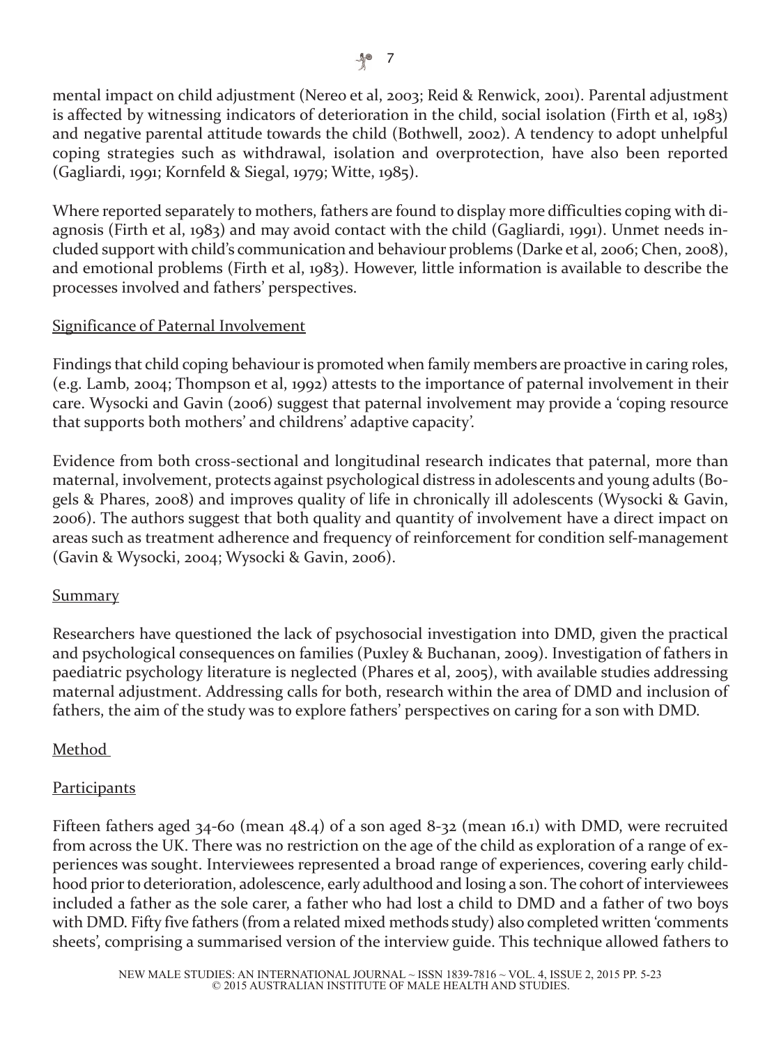mental impact on child adjustment (Nereo et al, 2003; Reid & Renwick, 2001). Parental adjustment is affected by witnessing indicators of deterioration in the child, social isolation (Firth et al, 1983) and negative parental attitude towards the child (Bothwell, 2002). A tendency to adopt unhelpful coping strategies such as withdrawal, isolation and overprotection, have also been reported (Gagliardi, 1991; Kornfeld & Siegal, 1979; Witte, 1985).

Where reported separately to mothers, fathers are found to display more difficulties coping with diagnosis (Firth et al, 1983) and may avoid contact with the child (Gagliardi, 1991). Unmet needs included support with child's communication and behaviour problems (Darke et al, 2006; Chen, 2008), and emotional problems (Firth et al, 1983). However, little information is available to describe the processes involved and fathers' perspectives.

## Significance of Paternal Involvement

Findings that child coping behaviour is promoted when family members are proactive in caring roles, (e.g. Lamb, 2004; Thompson et al, 1992) attests to the importance of paternal involvement in their care. Wysocki and Gavin (2006) suggest that paternal involvement may provide a 'coping resource that supports both mothers' and childrens' adaptive capacity'.

Evidence from both cross-sectional and longitudinal research indicates that paternal, more than maternal, involvement, protects against psychological distress in adolescents and young adults (Bogels & Phares, 2008) and improves quality of life in chronically ill adolescents (Wysocki & Gavin, 2006). The authors suggest that both quality and quantity of involvement have a direct impact on areas such as treatment adherence and frequency of reinforcement for condition self-management (Gavin & Wysocki, 2004; Wysocki & Gavin, 2006).

## Summary

Researchers have questioned the lack of psychosocial investigation into DMD, given the practical and psychological consequences on families (Puxley & Buchanan, 2009). Investigation of fathers in paediatric psychology literature is neglected (Phares et al, 2005), with available studies addressing maternal adjustment. Addressing calls for both, research within the area of DMD and inclusion of fathers, the aim of the study was to explore fathers' perspectives on caring for a son with DMD.

## Method

### Participants

Fifteen fathers aged 34-60 (mean 48.4) of a son aged 8-32 (mean 16.1) with DMD, were recruited from across the UK. There was no restriction on the age of the child as exploration of a range of experiences was sought. Interviewees represented a broad range of experiences, covering early childhood prior to deterioration, adolescence, early adulthood and losing a son. The cohort of interviewees included a father as the sole carer, a father who had lost a child to DMD and a father of two boys with DMD. Fifty five fathers (from a related mixed methods study) also completed written 'comments sheets', comprising a summarised version of the interview guide. This technique allowed fathers to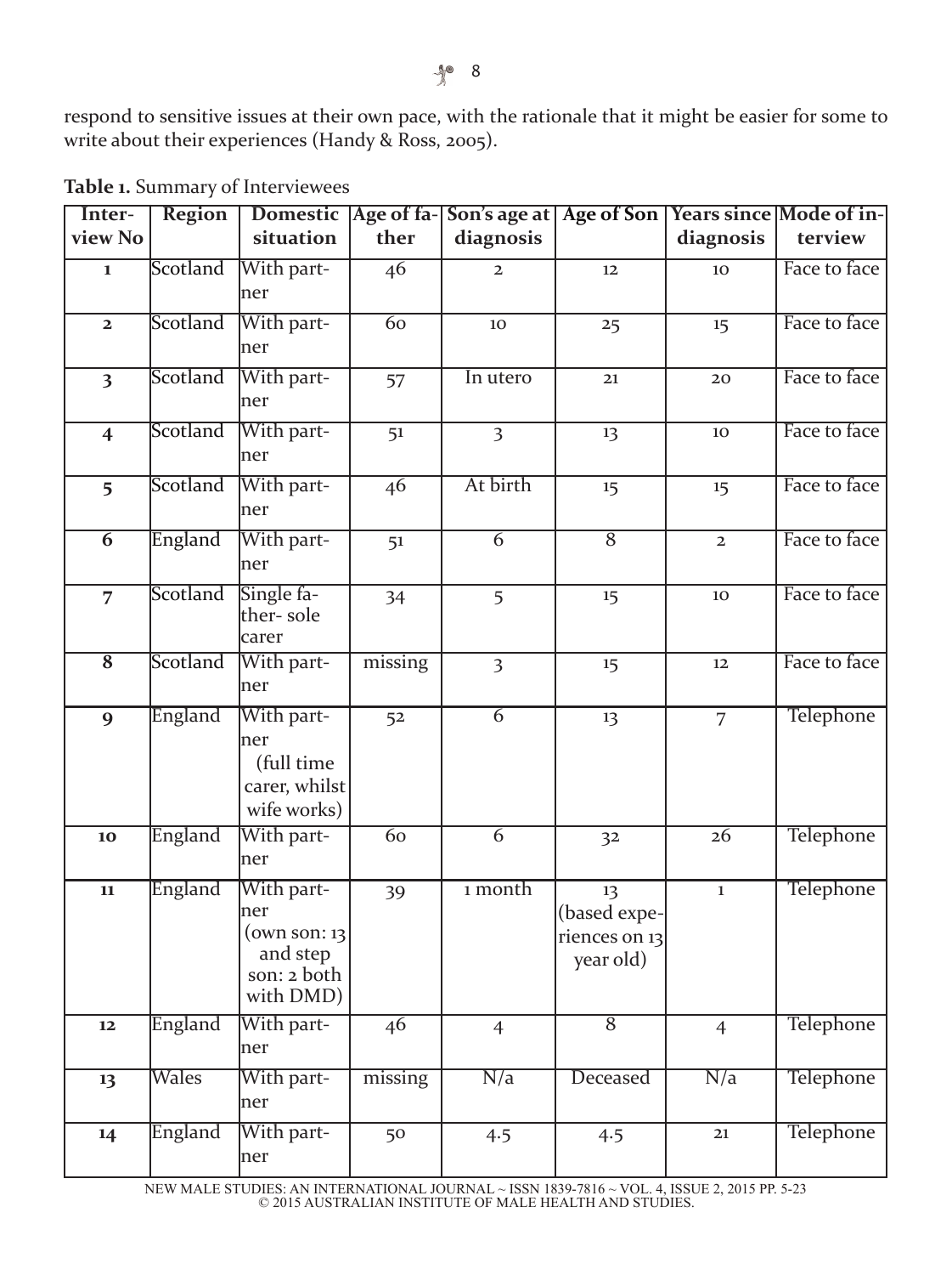respond to sensitive issues at their own pace, with the rationale that it might be easier for some to write about their experiences (Handy & Ross, 2005).

**Table 1.** Summary of Interviewees

| Interview No | Region | Domestic situation | Age of father | Son's age at diagnosis | Age of Son | Years since diagnosis | Mode of interview |
|---|---|---|---|---|---|---|---|
| 1 | Scotland | With partner | 46 | 2 | 12 | 10 | Face to face |
| 2 | Scotland | With partner | 60 | 10 | 25 | 15 | Face to face |
| 3 | Scotland | With partner | 57 | In utero | 21 | 20 | Face to face |
| 4 | Scotland | With partner | 51 | 3 | 13 | 10 | Face to face |
| 5 | Scotland | With partner | 46 | At birth | 15 | 15 | Face to face |
| 6 | England | With partner | 51 | 6 | 8 | 2 | Face to face |
| 7 | Scotland | Single father- sole carer | 34 | 5 | 15 | 10 | Face to face |
| 8 | Scotland | With partner | missing | 3 | 15 | 12 | Face to face |
| 9 | England | With partner (full time carer, whilst wife works) | 52 | 6 | 13 | 7 | Telephone |
| 10 | England | With partner | 60 | 6 | 32 | 26 | Telephone |
| 11 | England | With partner (own son: 13 and step son: 2 both with DMD) | 39 | 1 month | 13 (based experiences on 13 year old) | 1 | Telephone |
| 12 | England | With partner | 46 | 4 | 8 | 4 | Telephone |
| 13 | Wales | With partner | missing | N/a | Deceased | N/a | Telephone |
| 14 | England | With partner | 50 | 4.5 | 4.5 | 21 | Telephone |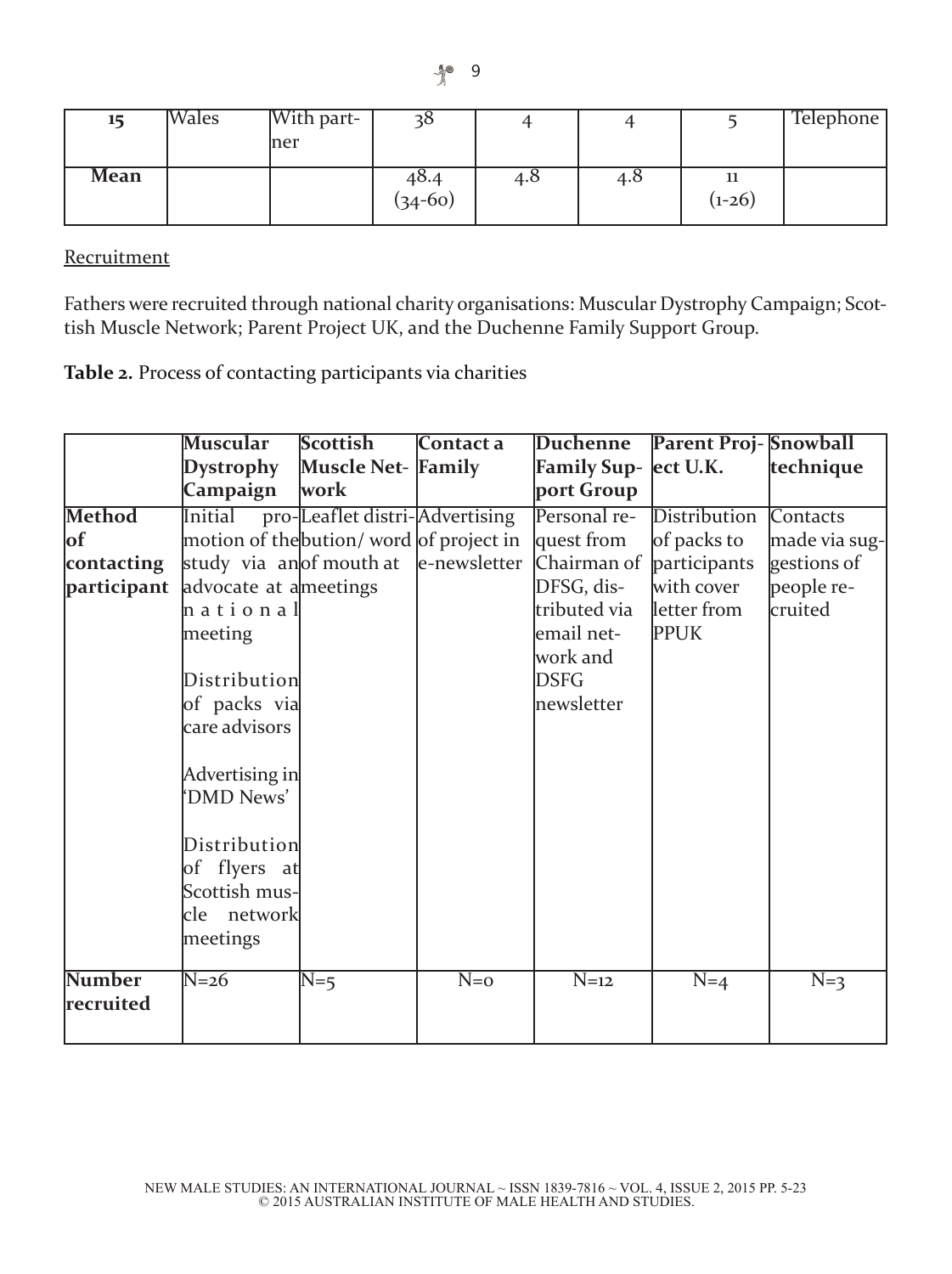| 15 | Wales | With partner | 38 | 4 | 4 | 5 | Telephone |
|---|---|---|---|---|---|---|---|
| **Mean** | | | 48.4 (34-60) | 4.8 | 4.8 | 11 (1-26) | |

Recruitment

Fathers were recruited through national charity organisations: Muscular Dystrophy Campaign; Scottish Muscle Network; Parent Project UK, and the Duchenne Family Support Group.

**Table 2.** Process of contacting participants via charities

| | **Muscular Dystrophy Campaign** | **Scottish Muscle Network** | **Contact a Family** | **Duchenne Family Support Group** | **Parent Project U.K.** | **Snowball technique** |
|---|---|---|---|---|---|---|
| **Method of contacting participant** | Initial promotion of the study via an advocate at a national meeting<br><br>Distribution of packs via care advisors<br><br>Advertising in 'DMD News'<br><br>Distribution of flyers at Scottish muscle network meetings | Leaflet distribution/ word of mouth at meetings | Advertising of project in e-newsletter | Personal request from Chairman of DFSG, distributed via email network and DSFG newsletter | Distribution of packs to participants with cover letter from PPUK | Contacts made via suggestions of people recruited |
| **Number recruited** | N=26 | N=5 | N=0 | N=12 | N=4 | N=3 |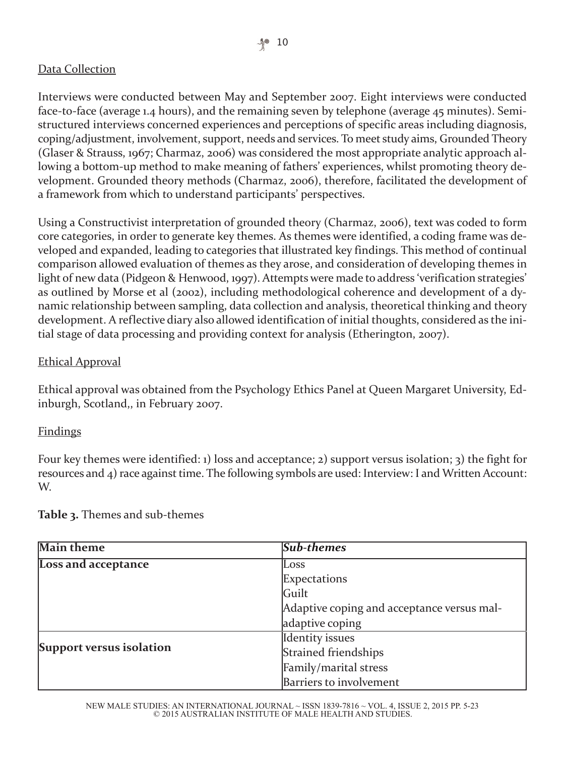## Data Collection

Interviews were conducted between May and September 2007. Eight interviews were conducted face-to-face (average 1.4 hours), and the remaining seven by telephone (average 45 minutes). Semi-structured interviews concerned experiences and perceptions of specific areas including diagnosis, coping/adjustment, involvement, support, needs and services. To meet study aims, Grounded Theory (Glaser & Strauss, 1967; Charmaz, 2006) was considered the most appropriate analytic approach allowing a bottom-up method to make meaning of fathers' experiences, whilst promoting theory development. Grounded theory methods (Charmaz, 2006), therefore, facilitated the development of a framework from which to understand participants' perspectives.

Using a Constructivist interpretation of grounded theory (Charmaz, 2006), text was coded to form core categories, in order to generate key themes. As themes were identified, a coding frame was developed and expanded, leading to categories that illustrated key findings. This method of continual comparison allowed evaluation of themes as they arose, and consideration of developing themes in light of new data (Pidgeon & Henwood, 1997). Attempts were made to address 'verification strategies' as outlined by Morse et al (2002), including methodological coherence and development of a dynamic relationship between sampling, data collection and analysis, theoretical thinking and theory development. A reflective diary also allowed identification of initial thoughts, considered as the initial stage of data processing and providing context for analysis (Etherington, 2007).

## Ethical Approval

Ethical approval was obtained from the Psychology Ethics Panel at Queen Margaret University, Edinburgh, Scotland,, in February 2007.

## Findings

Four key themes were identified: 1) loss and acceptance; 2) support versus isolation; 3) the fight for resources and 4) race against time. The following symbols are used: Interview: I and Written Account: W.

**Table 3.** Themes and sub-themes

| **Main theme** | ***Sub-themes*** |
|---|---|
| **Loss and acceptance** | Loss<br>Expectations<br>Guilt<br>Adaptive coping and acceptance versus mal-adaptive coping |
| **Support versus isolation** | Identity issues<br>Strained friendships<br>Family/marital stress<br>Barriers to involvement |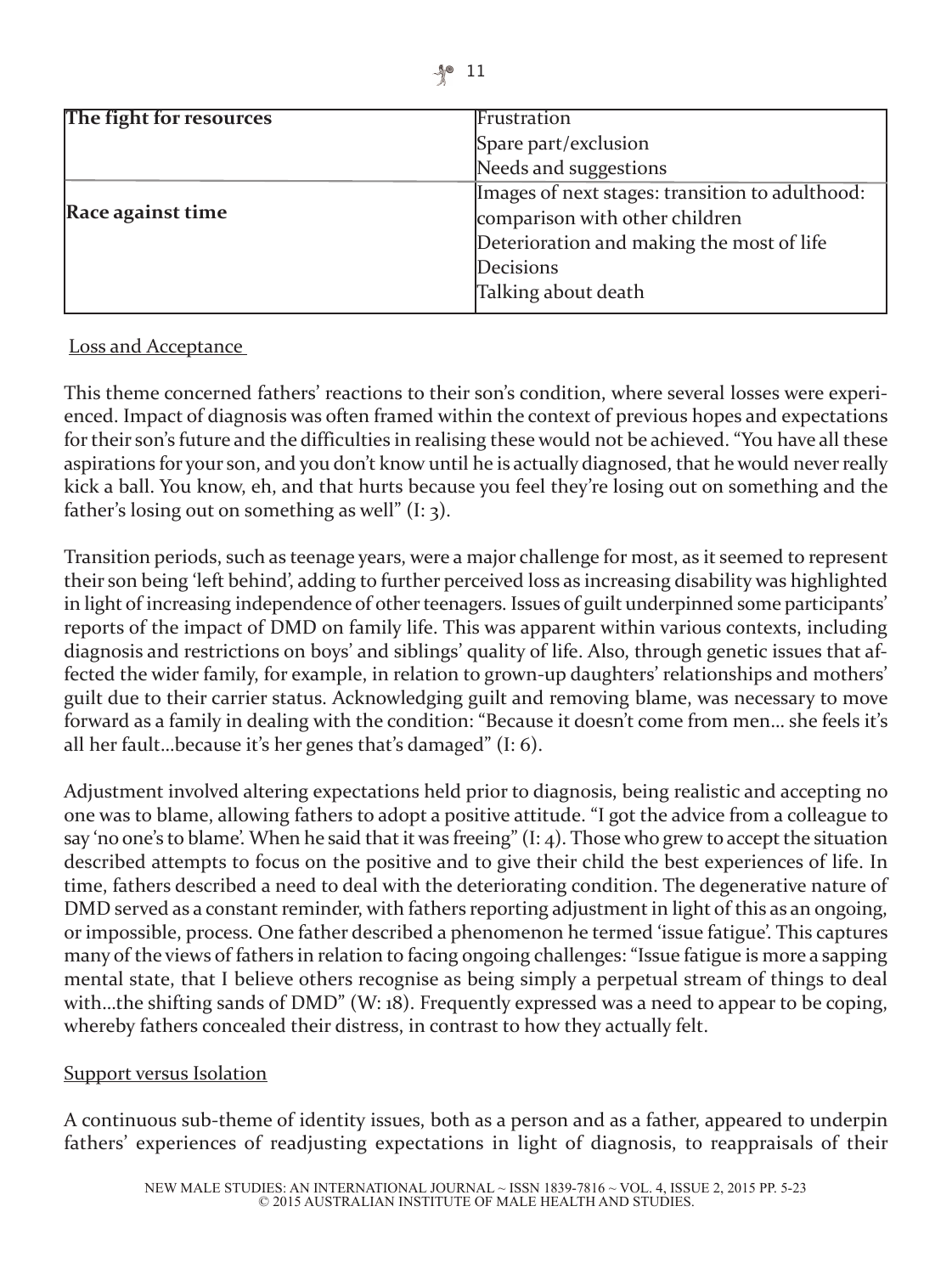| | |
|---|---|
| **The fight for resources** | Frustration<br>Spare part/exclusion<br>Needs and suggestions |
| **Race against time** | Images of next stages: transition to adulthood: comparison with other children<br>Deterioration and making the most of life<br>Decisions<br>Talking about death |

Loss and Acceptance

This theme concerned fathers' reactions to their son's condition, where several losses were experienced. Impact of diagnosis was often framed within the context of previous hopes and expectations for their son's future and the difficulties in realising these would not be achieved. "You have all these aspirations for your son, and you don't know until he is actually diagnosed, that he would never really kick a ball. You know, eh, and that hurts because you feel they're losing out on something and the father's losing out on something as well" (I: 3).

Transition periods, such as teenage years, were a major challenge for most, as it seemed to represent their son being 'left behind', adding to further perceived loss as increasing disability was highlighted in light of increasing independence of other teenagers. Issues of guilt underpinned some participants' reports of the impact of DMD on family life. This was apparent within various contexts, including diagnosis and restrictions on boys' and siblings' quality of life. Also, through genetic issues that affected the wider family, for example, in relation to grown-up daughters' relationships and mothers' guilt due to their carrier status. Acknowledging guilt and removing blame, was necessary to move forward as a family in dealing with the condition: "Because it doesn't come from men... she feels it's all her fault...because it's her genes that's damaged" (I: 6).

Adjustment involved altering expectations held prior to diagnosis, being realistic and accepting no one was to blame, allowing fathers to adopt a positive attitude. "I got the advice from a colleague to say 'no one's to blame'. When he said that it was freeing" (I: 4). Those who grew to accept the situation described attempts to focus on the positive and to give their child the best experiences of life. In time, fathers described a need to deal with the deteriorating condition. The degenerative nature of DMD served as a constant reminder, with fathers reporting adjustment in light of this as an ongoing, or impossible, process. One father described a phenomenon he termed 'issue fatigue'. This captures many of the views of fathers in relation to facing ongoing challenges: "Issue fatigue is more a sapping mental state, that I believe others recognise as being simply a perpetual stream of things to deal with...the shifting sands of DMD" (W: 18). Frequently expressed was a need to appear to be coping, whereby fathers concealed their distress, in contrast to how they actually felt.

Support versus Isolation

A continuous sub-theme of identity issues, both as a person and as a father, appeared to underpin fathers' experiences of readjusting expectations in light of diagnosis, to reappraisals of their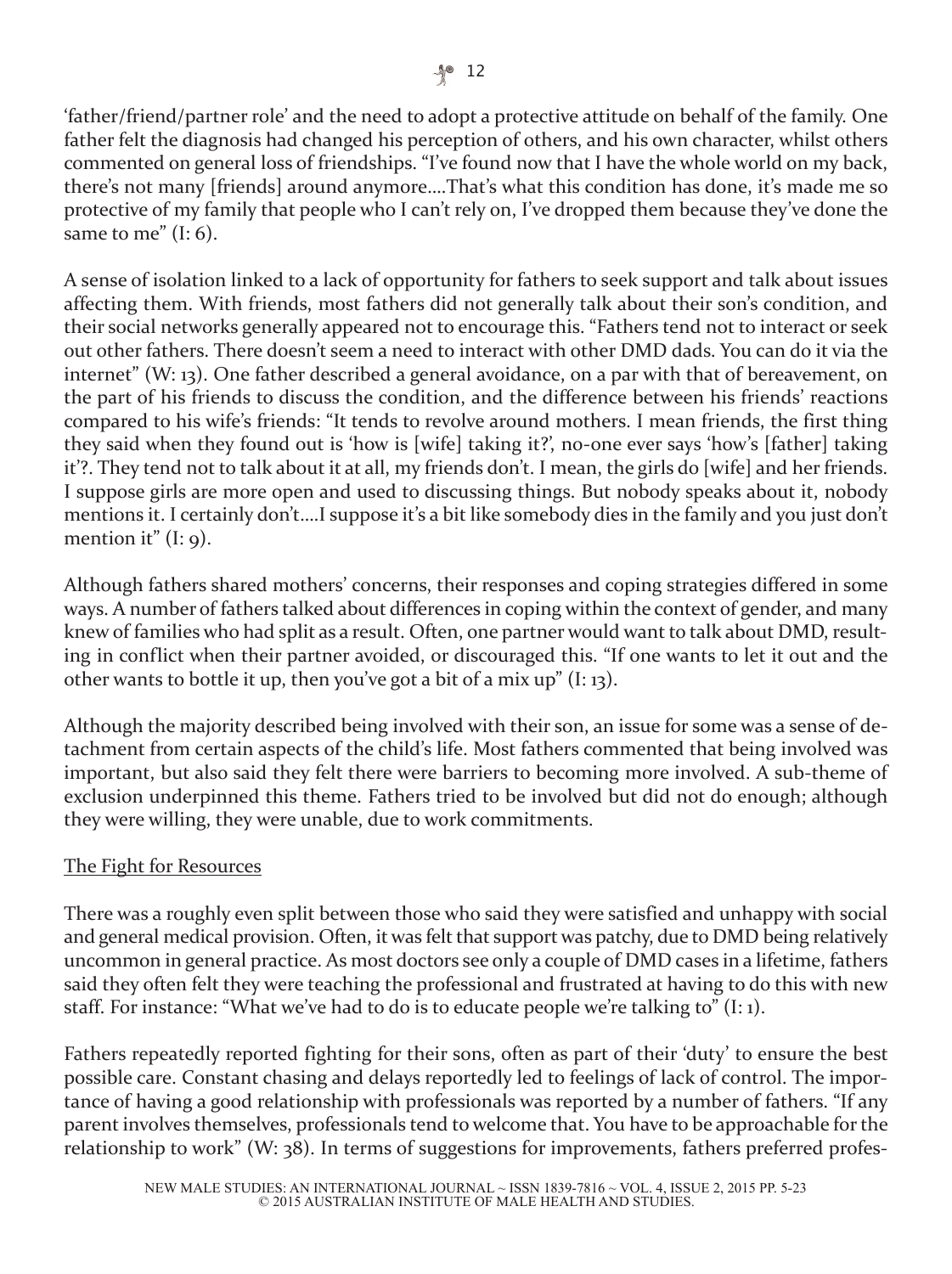'father/friend/partner role' and the need to adopt a protective attitude on behalf of the family. One father felt the diagnosis had changed his perception of others, and his own character, whilst others commented on general loss of friendships. "I've found now that I have the whole world on my back, there's not many [friends] around anymore....That's what this condition has done, it's made me so protective of my family that people who I can't rely on, I've dropped them because they've done the same to me" (I: 6).

A sense of isolation linked to a lack of opportunity for fathers to seek support and talk about issues affecting them. With friends, most fathers did not generally talk about their son's condition, and their social networks generally appeared not to encourage this. "Fathers tend not to interact or seek out other fathers. There doesn't seem a need to interact with other DMD dads. You can do it via the internet" (W: 13). One father described a general avoidance, on a par with that of bereavement, on the part of his friends to discuss the condition, and the difference between his friends' reactions compared to his wife's friends: "It tends to revolve around mothers. I mean friends, the first thing they said when they found out is 'how is [wife] taking it?', no-one ever says 'how's [father] taking it'?. They tend not to talk about it at all, my friends don't. I mean, the girls do [wife] and her friends. I suppose girls are more open and used to discussing things. But nobody speaks about it, nobody mentions it. I certainly don't....I suppose it's a bit like somebody dies in the family and you just don't mention it" (I: 9).

Although fathers shared mothers' concerns, their responses and coping strategies differed in some ways. A number of fathers talked about differences in coping within the context of gender, and many knew of families who had split as a result. Often, one partner would want to talk about DMD, resulting in conflict when their partner avoided, or discouraged this. "If one wants to let it out and the other wants to bottle it up, then you've got a bit of a mix up" (I: 13).

Although the majority described being involved with their son, an issue for some was a sense of detachment from certain aspects of the child's life. Most fathers commented that being involved was important, but also said they felt there were barriers to becoming more involved. A sub-theme of exclusion underpinned this theme. Fathers tried to be involved but did not do enough; although they were willing, they were unable, due to work commitments.

## The Fight for Resources

There was a roughly even split between those who said they were satisfied and unhappy with social and general medical provision. Often, it was felt that support was patchy, due to DMD being relatively uncommon in general practice. As most doctors see only a couple of DMD cases in a lifetime, fathers said they often felt they were teaching the professional and frustrated at having to do this with new staff. For instance: "What we've had to do is to educate people we're talking to" (I: 1).

Fathers repeatedly reported fighting for their sons, often as part of their 'duty' to ensure the best possible care. Constant chasing and delays reportedly led to feelings of lack of control. The importance of having a good relationship with professionals was reported by a number of fathers. "If any parent involves themselves, professionals tend to welcome that. You have to be approachable for the relationship to work" (W: 38). In terms of suggestions for improvements, fathers preferred profes-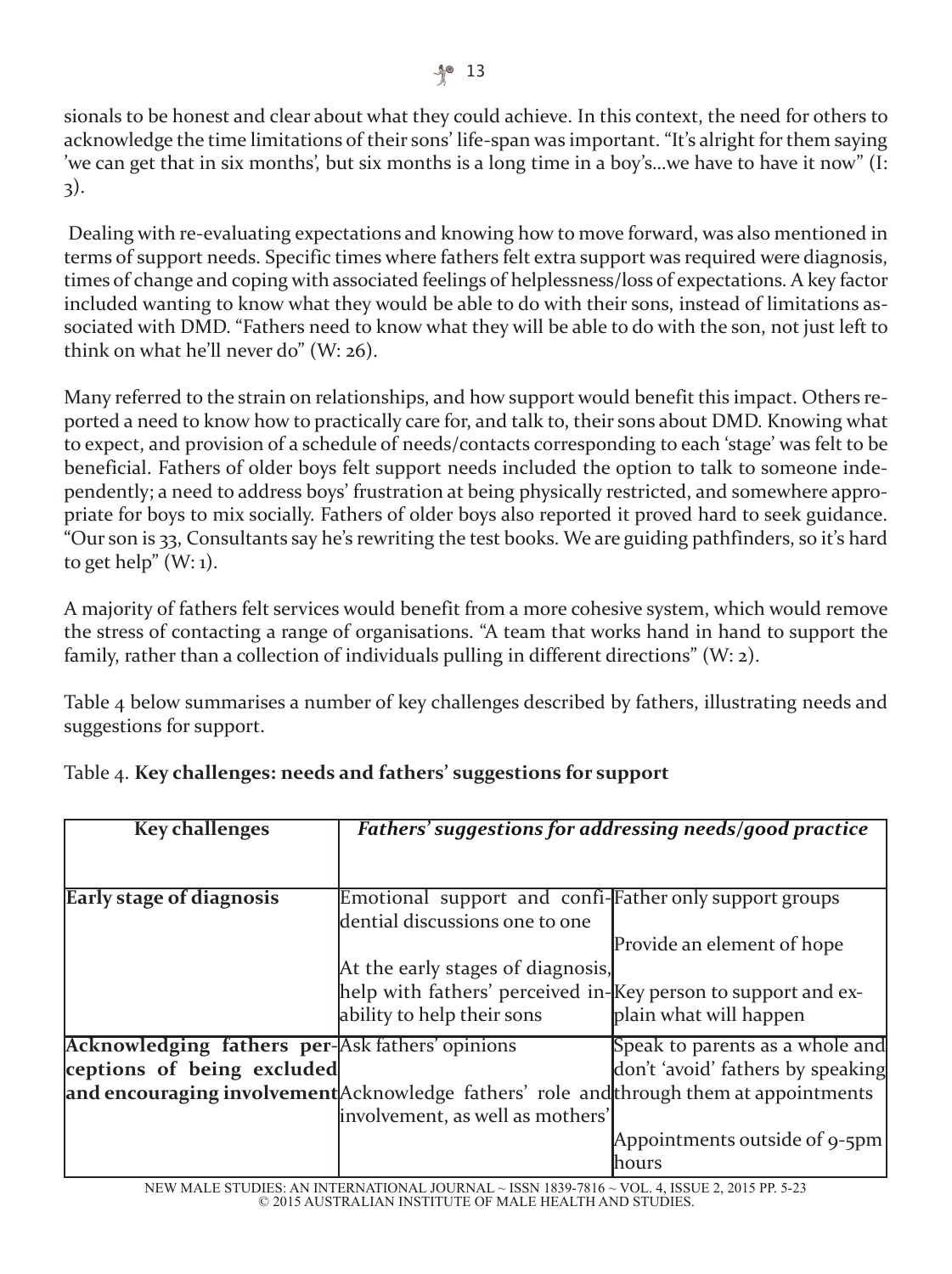sionals to be honest and clear about what they could achieve. In this context, the need for others to acknowledge the time limitations of their sons' life-span was important. "It's alright for them saying 'we can get that in six months', but six months is a long time in a boy's...we have to have it now" (I: 3).

Dealing with re-evaluating expectations and knowing how to move forward, was also mentioned in terms of support needs. Specific times where fathers felt extra support was required were diagnosis, times of change and coping with associated feelings of helplessness/loss of expectations. A key factor included wanting to know what they would be able to do with their sons, instead of limitations associated with DMD. "Fathers need to know what they will be able to do with the son, not just left to think on what he'll never do" (W: 26).

Many referred to the strain on relationships, and how support would benefit this impact. Others reported a need to know how to practically care for, and talk to, their sons about DMD. Knowing what to expect, and provision of a schedule of needs/contacts corresponding to each 'stage' was felt to be beneficial. Fathers of older boys felt support needs included the option to talk to someone independently; a need to address boys' frustration at being physically restricted, and somewhere appropriate for boys to mix socially. Fathers of older boys also reported it proved hard to seek guidance. "Our son is 33, Consultants say he's rewriting the test books. We are guiding pathfinders, so it's hard to get help" (W: 1).

A majority of fathers felt services would benefit from a more cohesive system, which would remove the stress of contacting a range of organisations. "A team that works hand in hand to support the family, rather than a collection of individuals pulling in different directions" (W: 2).

Table 4 below summarises a number of key challenges described by fathers, illustrating needs and suggestions for support.

Table 4. **Key challenges: needs and fathers' suggestions for support**

| **Key challenges** | ***Fathers' suggestions for addressing needs/good practice*** | |
|---|---|---|
| **Early stage of diagnosis** | Emotional support and confidential discussions one to one<br><br>At the early stages of diagnosis, help with fathers' perceived inability to help their sons | Father only support groups<br><br>Provide an element of hope<br><br>Key person to support and explain what will happen |
| **Acknowledging fathers perceptions of being excluded and encouraging involvement** | Ask fathers' opinions<br><br>Acknowledge fathers' role and involvement, as well as mothers' | Speak to parents as a whole and don't 'avoid' fathers by speaking through them at appointments<br><br>Appointments outside of 9-5pm hours |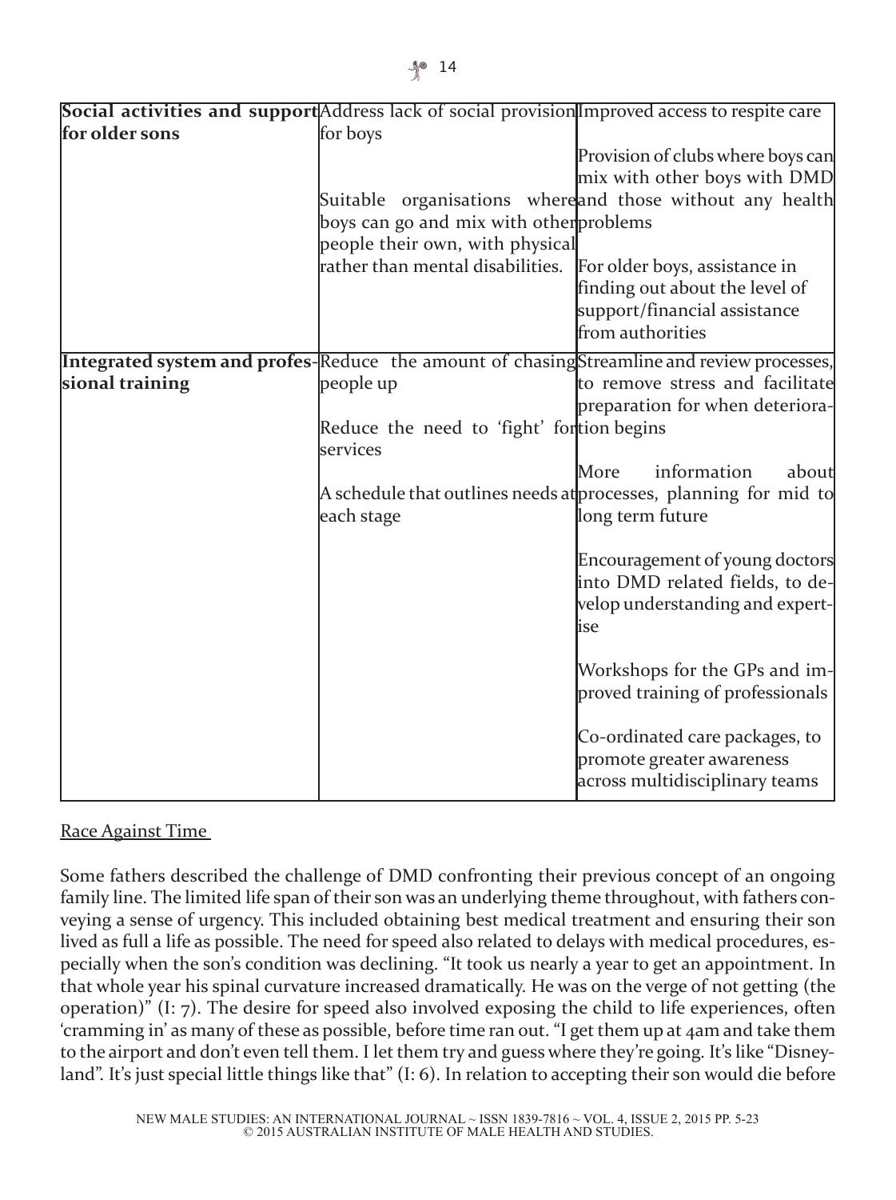| | | |
|---|---|---|
| **Social activities and support for older sons** | Address lack of social provision for boys<br><br>Suitable organisations where boys can go and mix with other people their own, with physical rather than mental disabilities. | Improved access to respite care<br><br>Provision of clubs where boys can mix with other boys with DMD and those without any health problems<br><br>For older boys, assistance in finding out about the level of support/financial assistance from authorities |
| **Integrated system and professional training** | Reduce the amount of chasing people up<br><br>Reduce the need to 'fight' for services<br><br>A schedule that outlines needs at each stage | Streamline and review processes, to remove stress and facilitate preparation for when deterioration begins<br><br>More information about processes, planning for mid to long term future<br><br>Encouragement of young doctors into DMD related fields, to develop understanding and expertise<br><br>Workshops for the GPs and improved training of professionals<br><br>Co-ordinated care packages, to promote greater awareness across multidisciplinary teams |

Race Against Time

Some fathers described the challenge of DMD confronting their previous concept of an ongoing family line. The limited life span of their son was an underlying theme throughout, with fathers conveying a sense of urgency. This included obtaining best medical treatment and ensuring their son lived as full a life as possible. The need for speed also related to delays with medical procedures, especially when the son's condition was declining. "It took us nearly a year to get an appointment. In that whole year his spinal curvature increased dramatically. He was on the verge of not getting (the operation)" (I: 7). The desire for speed also involved exposing the child to life experiences, often 'cramming in' as many of these as possible, before time ran out. "I get them up at 4am and take them to the airport and don't even tell them. I let them try and guess where they're going. It's like "Disneyland". It's just special little things like that" (I: 6). In relation to accepting their son would die before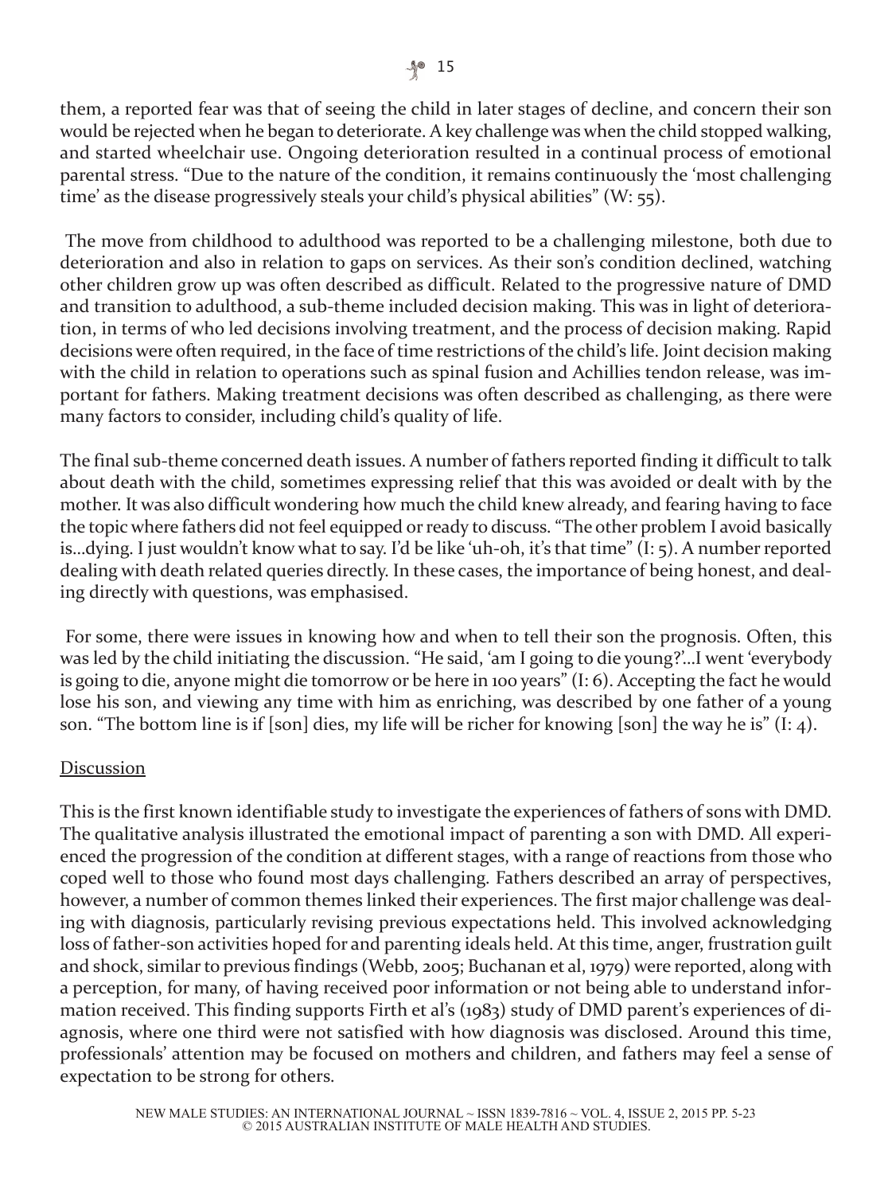them, a reported fear was that of seeing the child in later stages of decline, and concern their son would be rejected when he began to deteriorate. A key challenge was when the child stopped walking, and started wheelchair use. Ongoing deterioration resulted in a continual process of emotional parental stress. "Due to the nature of the condition, it remains continuously the 'most challenging time' as the disease progressively steals your child's physical abilities" (W: 55).

The move from childhood to adulthood was reported to be a challenging milestone, both due to deterioration and also in relation to gaps on services. As their son's condition declined, watching other children grow up was often described as difficult. Related to the progressive nature of DMD and transition to adulthood, a sub-theme included decision making. This was in light of deterioration, in terms of who led decisions involving treatment, and the process of decision making. Rapid decisions were often required, in the face of time restrictions of the child's life. Joint decision making with the child in relation to operations such as spinal fusion and Achillies tendon release, was important for fathers. Making treatment decisions was often described as challenging, as there were many factors to consider, including child's quality of life.

The final sub-theme concerned death issues. A number of fathers reported finding it difficult to talk about death with the child, sometimes expressing relief that this was avoided or dealt with by the mother. It was also difficult wondering how much the child knew already, and fearing having to face the topic where fathers did not feel equipped or ready to discuss. "The other problem I avoid basically is...dying. I just wouldn't know what to say. I'd be like 'uh-oh, it's that time" (I: 5). A number reported dealing with death related queries directly. In these cases, the importance of being honest, and dealing directly with questions, was emphasised.

For some, there were issues in knowing how and when to tell their son the prognosis. Often, this was led by the child initiating the discussion. "He said, 'am I going to die young?'...I went 'everybody is going to die, anyone might die tomorrow or be here in 100 years" (I: 6). Accepting the fact he would lose his son, and viewing any time with him as enriching, was described by one father of a young son. "The bottom line is if [son] dies, my life will be richer for knowing [son] the way he is" (I: 4).

## Discussion

This is the first known identifiable study to investigate the experiences of fathers of sons with DMD. The qualitative analysis illustrated the emotional impact of parenting a son with DMD. All experienced the progression of the condition at different stages, with a range of reactions from those who coped well to those who found most days challenging. Fathers described an array of perspectives, however, a number of common themes linked their experiences. The first major challenge was dealing with diagnosis, particularly revising previous expectations held. This involved acknowledging loss of father-son activities hoped for and parenting ideals held. At this time, anger, frustration guilt and shock, similar to previous findings (Webb, 2005; Buchanan et al, 1979) were reported, along with a perception, for many, of having received poor information or not being able to understand information received. This finding supports Firth et al's (1983) study of DMD parent's experiences of diagnosis, where one third were not satisfied with how diagnosis was disclosed. Around this time, professionals' attention may be focused on mothers and children, and fathers may feel a sense of expectation to be strong for others.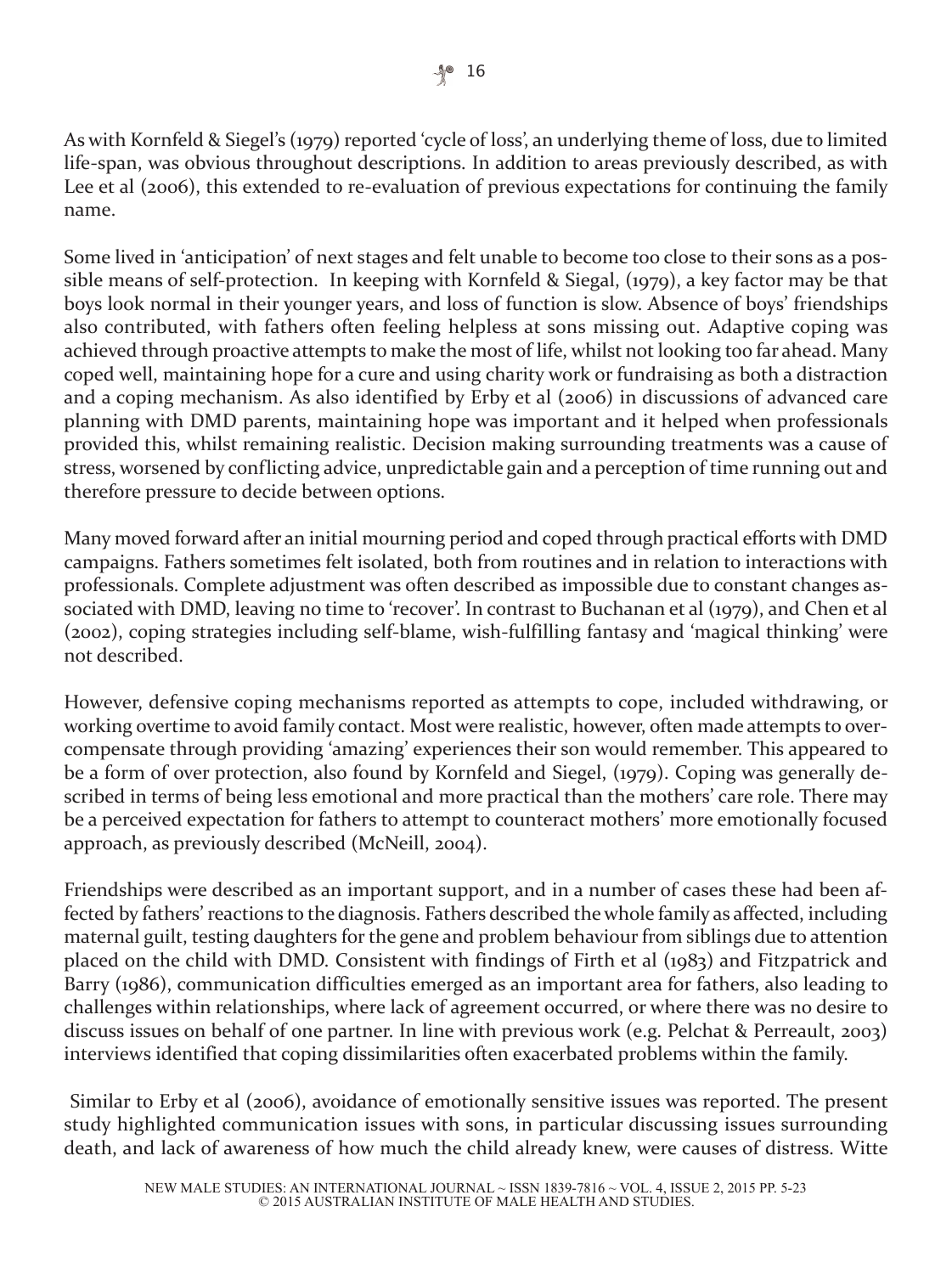As with Kornfeld & Siegel's (1979) reported 'cycle of loss', an underlying theme of loss, due to limited life-span, was obvious throughout descriptions. In addition to areas previously described, as with Lee et al (2006), this extended to re-evaluation of previous expectations for continuing the family name.

Some lived in 'anticipation' of next stages and felt unable to become too close to their sons as a possible means of self-protection. In keeping with Kornfeld & Siegal, (1979), a key factor may be that boys look normal in their younger years, and loss of function is slow. Absence of boys' friendships also contributed, with fathers often feeling helpless at sons missing out. Adaptive coping was achieved through proactive attempts to make the most of life, whilst not looking too far ahead. Many coped well, maintaining hope for a cure and using charity work or fundraising as both a distraction and a coping mechanism. As also identified by Erby et al (2006) in discussions of advanced care planning with DMD parents, maintaining hope was important and it helped when professionals provided this, whilst remaining realistic. Decision making surrounding treatments was a cause of stress, worsened by conflicting advice, unpredictable gain and a perception of time running out and therefore pressure to decide between options.

Many moved forward after an initial mourning period and coped through practical efforts with DMD campaigns. Fathers sometimes felt isolated, both from routines and in relation to interactions with professionals. Complete adjustment was often described as impossible due to constant changes associated with DMD, leaving no time to 'recover'. In contrast to Buchanan et al (1979), and Chen et al (2002), coping strategies including self-blame, wish-fulfilling fantasy and 'magical thinking' were not described.

However, defensive coping mechanisms reported as attempts to cope, included withdrawing, or working overtime to avoid family contact. Most were realistic, however, often made attempts to overcompensate through providing 'amazing' experiences their son would remember. This appeared to be a form of over protection, also found by Kornfeld and Siegel, (1979). Coping was generally described in terms of being less emotional and more practical than the mothers' care role. There may be a perceived expectation for fathers to attempt to counteract mothers' more emotionally focused approach, as previously described (McNeill, 2004).

Friendships were described as an important support, and in a number of cases these had been affected by fathers' reactions to the diagnosis. Fathers described the whole family as affected, including maternal guilt, testing daughters for the gene and problem behaviour from siblings due to attention placed on the child with DMD. Consistent with findings of Firth et al (1983) and Fitzpatrick and Barry (1986), communication difficulties emerged as an important area for fathers, also leading to challenges within relationships, where lack of agreement occurred, or where there was no desire to discuss issues on behalf of one partner. In line with previous work (e.g. Pelchat & Perreault, 2003) interviews identified that coping dissimilarities often exacerbated problems within the family.

Similar to Erby et al (2006), avoidance of emotionally sensitive issues was reported. The present study highlighted communication issues with sons, in particular discussing issues surrounding death, and lack of awareness of how much the child already knew, were causes of distress. Witte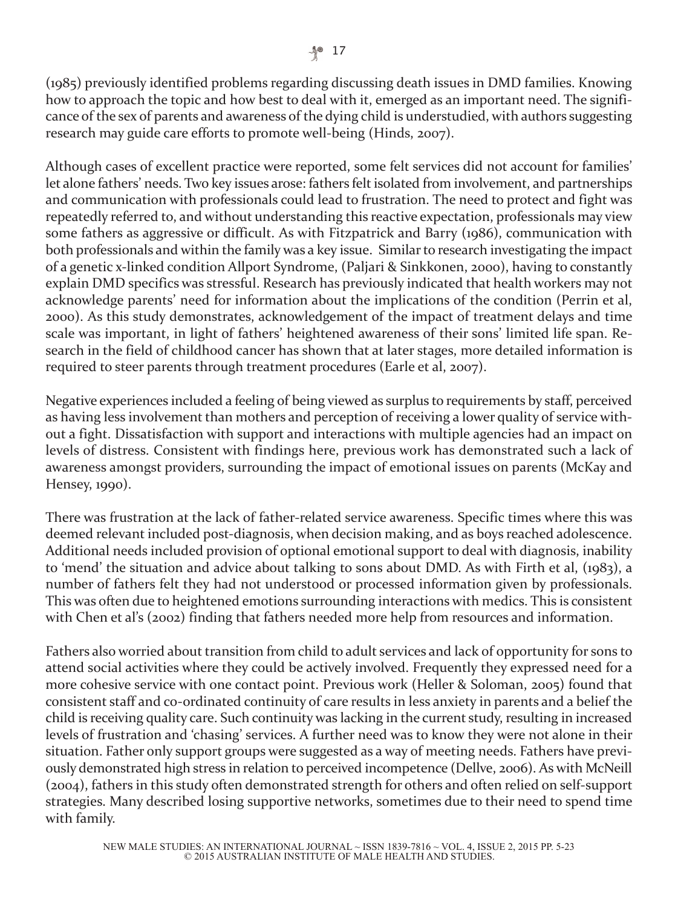(1985) previously identified problems regarding discussing death issues in DMD families. Knowing how to approach the topic and how best to deal with it, emerged as an important need. The significance of the sex of parents and awareness of the dying child is understudied, with authors suggesting research may guide care efforts to promote well-being (Hinds, 2007).

Although cases of excellent practice were reported, some felt services did not account for families' let alone fathers' needs. Two key issues arose: fathers felt isolated from involvement, and partnerships and communication with professionals could lead to frustration. The need to protect and fight was repeatedly referred to, and without understanding this reactive expectation, professionals may view some fathers as aggressive or difficult. As with Fitzpatrick and Barry (1986), communication with both professionals and within the family was a key issue. Similar to research investigating the impact of a genetic x-linked condition Allport Syndrome, (Paljari & Sinkkonen, 2000), having to constantly explain DMD specifics was stressful. Research has previously indicated that health workers may not acknowledge parents' need for information about the implications of the condition (Perrin et al, 2000). As this study demonstrates, acknowledgement of the impact of treatment delays and time scale was important, in light of fathers' heightened awareness of their sons' limited life span. Research in the field of childhood cancer has shown that at later stages, more detailed information is required to steer parents through treatment procedures (Earle et al, 2007).

Negative experiences included a feeling of being viewed as surplus to requirements by staff, perceived as having less involvement than mothers and perception of receiving a lower quality of service without a fight. Dissatisfaction with support and interactions with multiple agencies had an impact on levels of distress. Consistent with findings here, previous work has demonstrated such a lack of awareness amongst providers, surrounding the impact of emotional issues on parents (McKay and Hensey, 1990).

There was frustration at the lack of father-related service awareness. Specific times where this was deemed relevant included post-diagnosis, when decision making, and as boys reached adolescence. Additional needs included provision of optional emotional support to deal with diagnosis, inability to 'mend' the situation and advice about talking to sons about DMD. As with Firth et al, (1983), a number of fathers felt they had not understood or processed information given by professionals. This was often due to heightened emotions surrounding interactions with medics. This is consistent with Chen et al's (2002) finding that fathers needed more help from resources and information.

Fathers also worried about transition from child to adult services and lack of opportunity for sons to attend social activities where they could be actively involved. Frequently they expressed need for a more cohesive service with one contact point. Previous work (Heller & Soloman, 2005) found that consistent staff and co-ordinated continuity of care results in less anxiety in parents and a belief the child is receiving quality care. Such continuity was lacking in the current study, resulting in increased levels of frustration and 'chasing' services. A further need was to know they were not alone in their situation. Father only support groups were suggested as a way of meeting needs. Fathers have previously demonstrated high stress in relation to perceived incompetence (Dellve, 2006). As with McNeill (2004), fathers in this study often demonstrated strength for others and often relied on self-support strategies. Many described losing supportive networks, sometimes due to their need to spend time with family.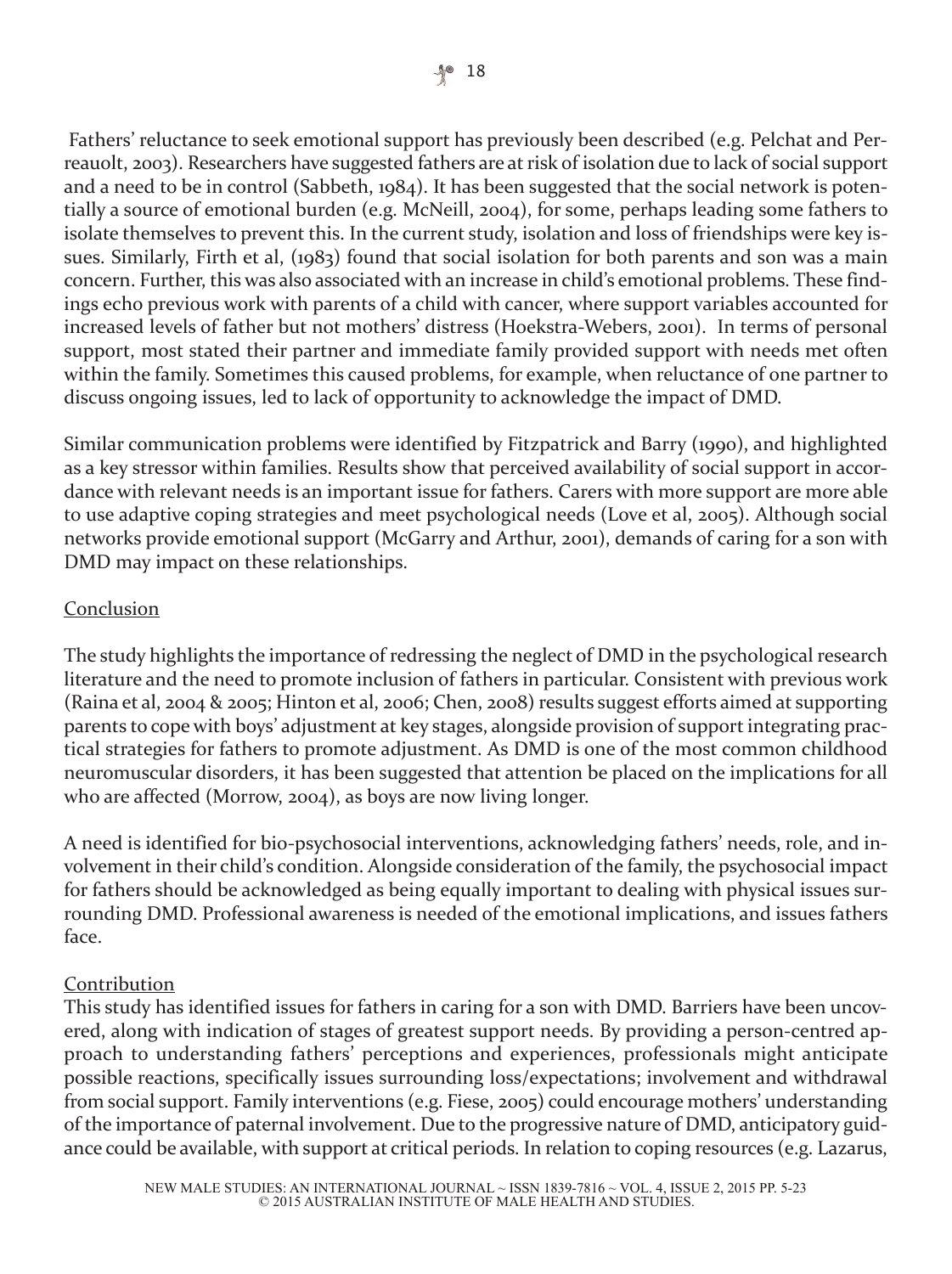Fathers' reluctance to seek emotional support has previously been described (e.g. Pelchat and Perreauolt, 2003). Researchers have suggested fathers are at risk of isolation due to lack of social support and a need to be in control (Sabbeth, 1984). It has been suggested that the social network is potentially a source of emotional burden (e.g. McNeill, 2004), for some, perhaps leading some fathers to isolate themselves to prevent this. In the current study, isolation and loss of friendships were key issues. Similarly, Firth et al, (1983) found that social isolation for both parents and son was a main concern. Further, this was also associated with an increase in child's emotional problems. These findings echo previous work with parents of a child with cancer, where support variables accounted for increased levels of father but not mothers' distress (Hoekstra-Webers, 2001). In terms of personal support, most stated their partner and immediate family provided support with needs met often within the family. Sometimes this caused problems, for example, when reluctance of one partner to discuss ongoing issues, led to lack of opportunity to acknowledge the impact of DMD.

Similar communication problems were identified by Fitzpatrick and Barry (1990), and highlighted as a key stressor within families. Results show that perceived availability of social support in accordance with relevant needs is an important issue for fathers. Carers with more support are more able to use adaptive coping strategies and meet psychological needs (Love et al, 2005). Although social networks provide emotional support (McGarry and Arthur, 2001), demands of caring for a son with DMD may impact on these relationships.

## Conclusion

The study highlights the importance of redressing the neglect of DMD in the psychological research literature and the need to promote inclusion of fathers in particular. Consistent with previous work (Raina et al, 2004 & 2005; Hinton et al, 2006; Chen, 2008) results suggest efforts aimed at supporting parents to cope with boys' adjustment at key stages, alongside provision of support integrating practical strategies for fathers to promote adjustment. As DMD is one of the most common childhood neuromuscular disorders, it has been suggested that attention be placed on the implications for all who are affected (Morrow, 2004), as boys are now living longer.

A need is identified for bio-psychosocial interventions, acknowledging fathers' needs, role, and involvement in their child's condition. Alongside consideration of the family, the psychosocial impact for fathers should be acknowledged as being equally important to dealing with physical issues surrounding DMD. Professional awareness is needed of the emotional implications, and issues fathers face.

## Contribution

This study has identified issues for fathers in caring for a son with DMD. Barriers have been uncovered, along with indication of stages of greatest support needs. By providing a person-centred approach to understanding fathers' perceptions and experiences, professionals might anticipate possible reactions, specifically issues surrounding loss/expectations; involvement and withdrawal from social support. Family interventions (e.g. Fiese, 2005) could encourage mothers' understanding of the importance of paternal involvement. Due to the progressive nature of DMD, anticipatory guidance could be available, with support at critical periods. In relation to coping resources (e.g. Lazarus,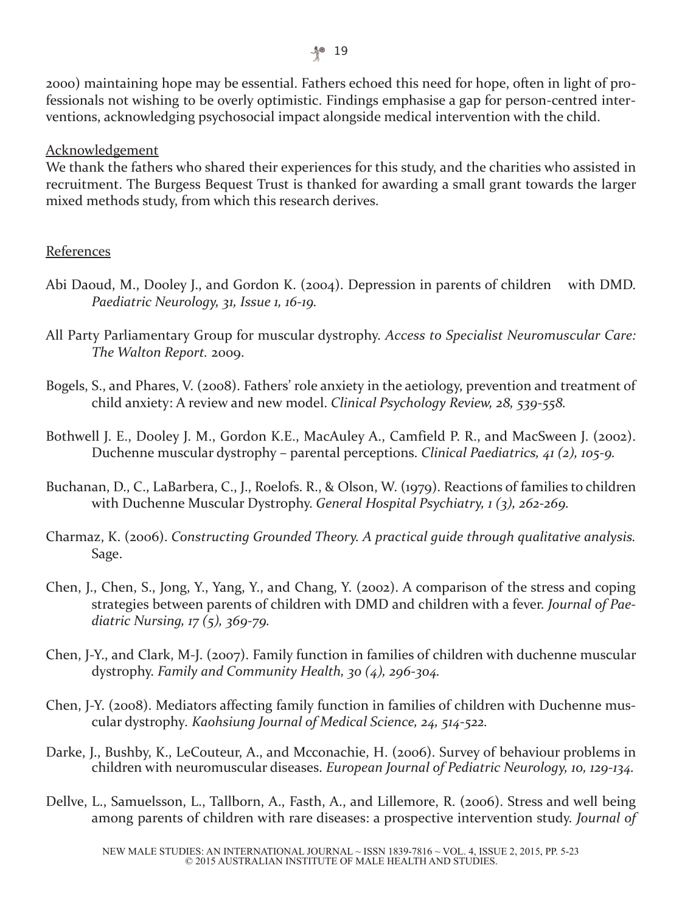2000) maintaining hope may be essential. Fathers echoed this need for hope, often in light of professionals not wishing to be overly optimistic. Findings emphasise a gap for person-centred interventions, acknowledging psychosocial impact alongside medical intervention with the child.

## Acknowledgement

We thank the fathers who shared their experiences for this study, and the charities who assisted in recruitment. The Burgess Bequest Trust is thanked for awarding a small grant towards the larger mixed methods study, from which this research derives.

## References

Abi Daoud, M., Dooley J., and Gordon K. (2004). Depression in parents of children with DMD. *Paediatric Neurology, 31, Issue 1, 16-19.*

All Party Parliamentary Group for muscular dystrophy. *Access to Specialist Neuromuscular Care: The Walton Report.* 2009.

Bogels, S., and Phares, V. (2008). Fathers' role anxiety in the aetiology, prevention and treatment of child anxiety: A review and new model. *Clinical Psychology Review, 28, 539-558.*

Bothwell J. E., Dooley J. M., Gordon K.E., MacAuley A., Camfield P. R., and MacSween J. (2002). Duchenne muscular dystrophy – parental perceptions. *Clinical Paediatrics, 41 (2), 105-9.*

Buchanan, D., C., LaBarbera, C., J., Roelofs. R., & Olson, W. (1979). Reactions of families to children with Duchenne Muscular Dystrophy. *General Hospital Psychiatry, 1 (3), 262-269.*

Charmaz, K. (2006). *Constructing Grounded Theory. A practical guide through qualitative analysis.* Sage.

Chen, J., Chen, S., Jong, Y., Yang, Y., and Chang, Y. (2002). A comparison of the stress and coping strategies between parents of children with DMD and children with a fever. *Journal of Paediatric Nursing, 17 (5), 369-79.*

Chen, J-Y., and Clark, M-J. (2007). Family function in families of children with duchenne muscular dystrophy. *Family and Community Health, 30 (4), 296-304.*

Chen, J-Y. (2008). Mediators affecting family function in families of children with Duchenne muscular dystrophy. *Kaohsiung Journal of Medical Science, 24, 514-522.*

Darke, J., Bushby, K., LeCouteur, A., and Mcconachie, H. (2006). Survey of behaviour problems in children with neuromuscular diseases. *European Journal of Pediatric Neurology, 10, 129-134.*

Dellve, L., Samuelsson, L., Tallborn, A., Fasth, A., and Lillemore, R. (2006). Stress and well being among parents of children with rare diseases: a prospective intervention study. *Journal of*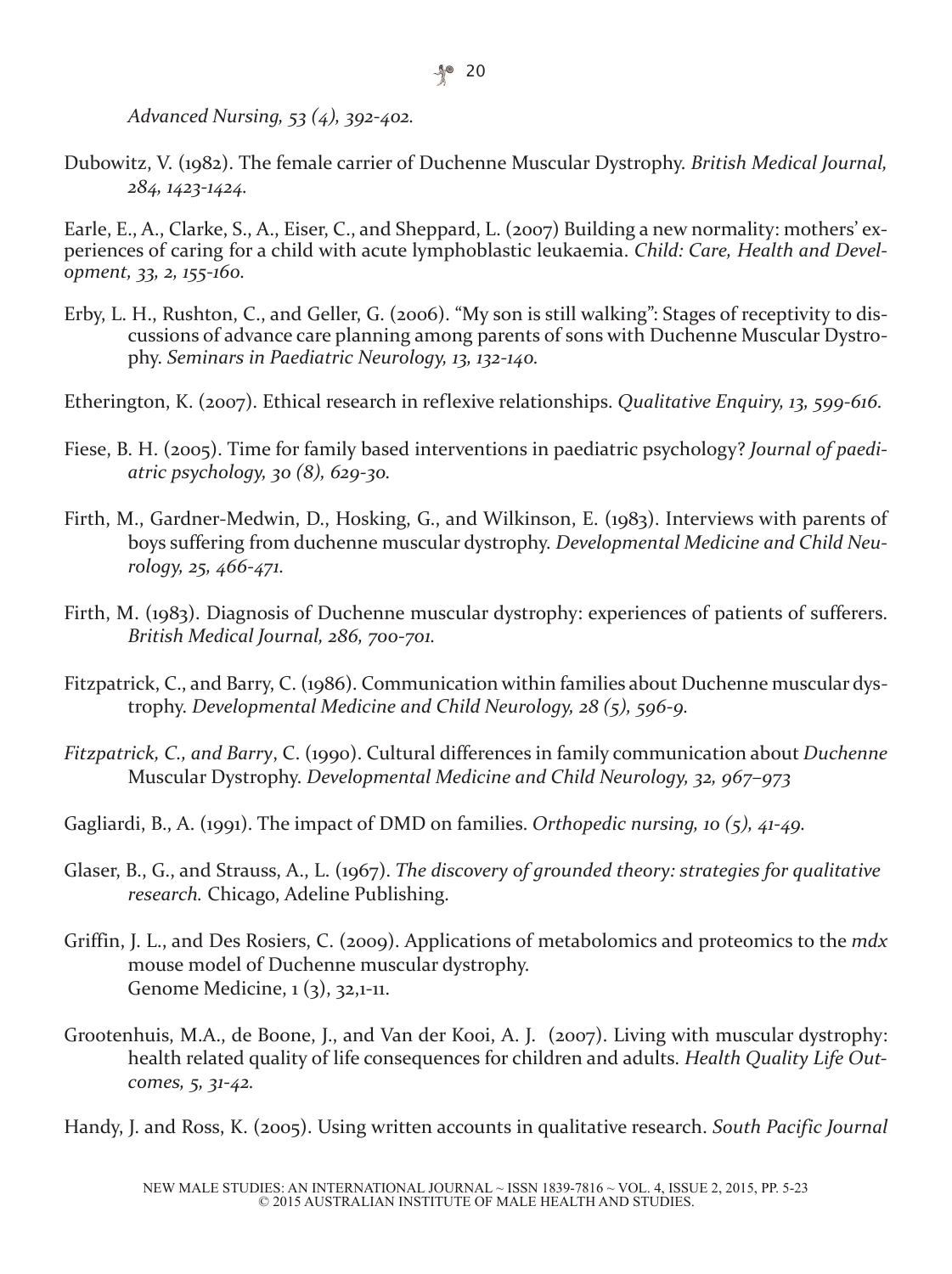*Advanced Nursing, 53 (4), 392-402.*

Dubowitz, V. (1982). The female carrier of Duchenne Muscular Dystrophy. *British Medical Journal, 284, 1423-1424.*

Earle, E., A., Clarke, S., A., Eiser, C., and Sheppard, L. (2007) Building a new normality: mothers' experiences of caring for a child with acute lymphoblastic leukaemia. *Child: Care, Health and Development, 33, 2, 155-160.*

Erby, L. H., Rushton, C., and Geller, G. (2006). "My son is still walking": Stages of receptivity to discussions of advance care planning among parents of sons with Duchenne Muscular Dystrophy. *Seminars in Paediatric Neurology, 13, 132-140.*

Etherington, K. (2007). Ethical research in reflexive relationships. *Qualitative Enquiry, 13, 599-616.*

Fiese, B. H. (2005). Time for family based interventions in paediatric psychology? *Journal of paediatric psychology, 30 (8), 629-30.*

Firth, M., Gardner-Medwin, D., Hosking, G., and Wilkinson, E. (1983). Interviews with parents of boys suffering from duchenne muscular dystrophy. *Developmental Medicine and Child Neurology, 25, 466-471.*

Firth, M. (1983). Diagnosis of Duchenne muscular dystrophy: experiences of patients of sufferers. *British Medical Journal, 286, 700-701.*

Fitzpatrick, C., and Barry, C. (1986). Communication within families about Duchenne muscular dystrophy. *Developmental Medicine and Child Neurology, 28 (5), 596-9.*

*Fitzpatrick, C., and Barry*, C. (1990). Cultural differences in family communication about *Duchenne* Muscular Dystrophy. *Developmental Medicine and Child Neurology, 32, 967–973*

Gagliardi, B., A. (1991). The impact of DMD on families. *Orthopedic nursing, 10 (5), 41-49.*

Glaser, B., G., and Strauss, A., L. (1967). *The discovery of grounded theory: strategies for qualitative research.* Chicago, Adeline Publishing.

Griffin, J. L., and Des Rosiers, C. (2009). Applications of metabolomics and proteomics to the *mdx* mouse model of Duchenne muscular dystrophy. Genome Medicine, 1 (3), 32,1-11.

Grootenhuis, M.A., de Boone, J., and Van der Kooi, A. J. (2007). Living with muscular dystrophy: health related quality of life consequences for children and adults. *Health Quality Life Outcomes, 5, 31-42.*

Handy, J. and Ross, K. (2005). Using written accounts in qualitative research. *South Pacific Journal*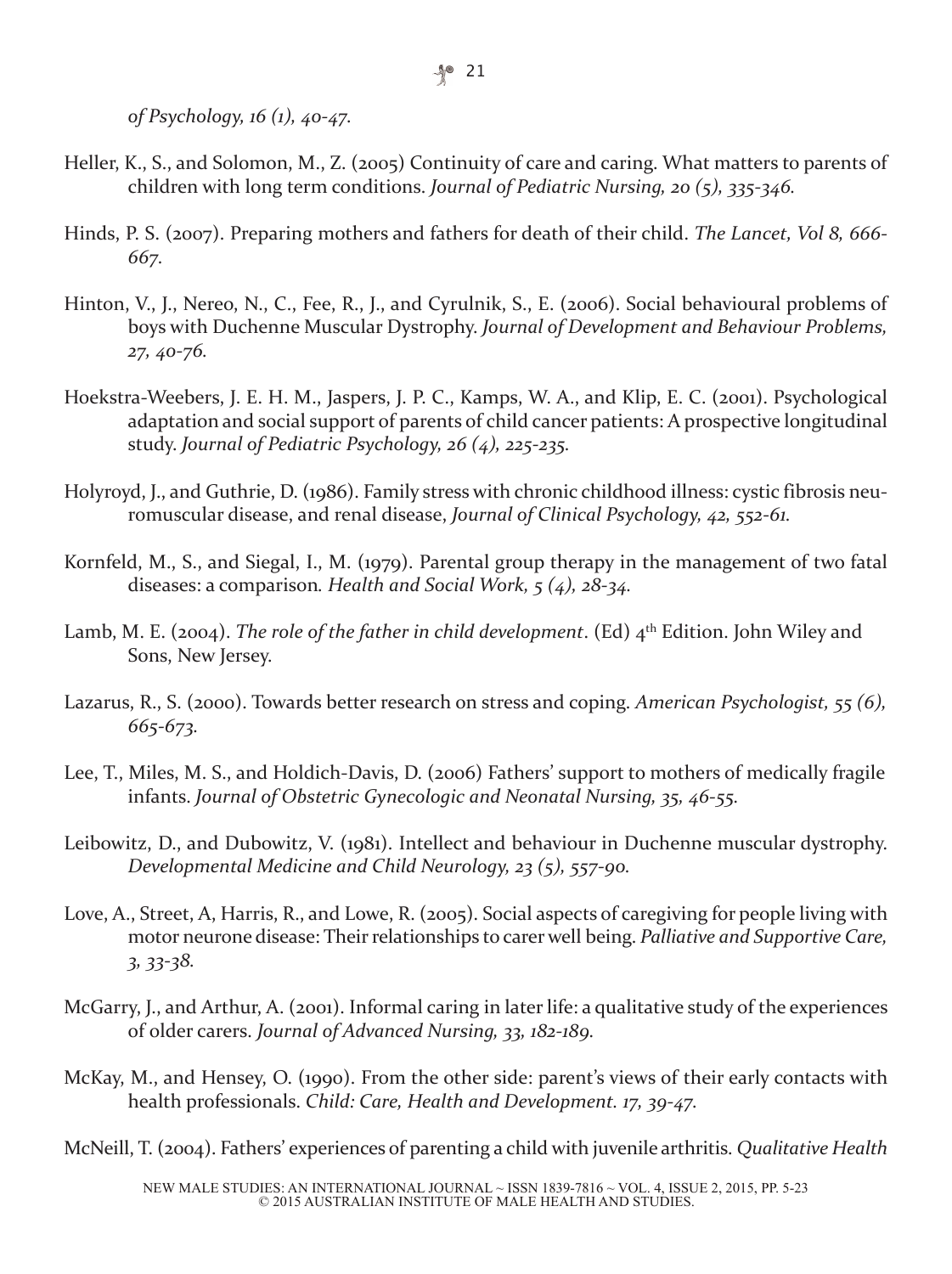*of Psychology, 16 (1), 40-47.*

Heller, K., S., and Solomon, M., Z. (2005) Continuity of care and caring. What matters to parents of children with long term conditions. *Journal of Pediatric Nursing, 20 (5), 335-346.*

Hinds, P. S. (2007). Preparing mothers and fathers for death of their child. *The Lancet, Vol 8, 666-667.*

Hinton, V., J., Nereo, N., C., Fee, R., J., and Cyrulnik, S., E. (2006). Social behavioural problems of boys with Duchenne Muscular Dystrophy. *Journal of Development and Behaviour Problems, 27, 40-76.*

Hoekstra-Weebers, J. E. H. M., Jaspers, J. P. C., Kamps, W. A., and Klip, E. C. (2001). Psychological adaptation and social support of parents of child cancer patients: A prospective longitudinal study. *Journal of Pediatric Psychology, 26 (4), 225-235.*

Holyroyd, J., and Guthrie, D. (1986). Family stress with chronic childhood illness: cystic fibrosis neuromuscular disease, and renal disease, *Journal of Clinical Psychology, 42, 552-61.*

Kornfeld, M., S., and Siegal, I., M. (1979). Parental group therapy in the management of two fatal diseases: a comparison. *Health and Social Work, 5 (4), 28-34.*

Lamb, M. E. (2004). *The role of the father in child development*. (Ed) 4th Edition. John Wiley and Sons, New Jersey.

Lazarus, R., S. (2000). Towards better research on stress and coping. *American Psychologist, 55 (6), 665-673.*

Lee, T., Miles, M. S., and Holdich-Davis, D. (2006) Fathers' support to mothers of medically fragile infants. *Journal of Obstetric Gynecologic and Neonatal Nursing, 35, 46-55.*

Leibowitz, D., and Dubowitz, V. (1981). Intellect and behaviour in Duchenne muscular dystrophy. *Developmental Medicine and Child Neurology, 23 (5), 557-90.*

Love, A., Street, A, Harris, R., and Lowe, R. (2005). Social aspects of caregiving for people living with motor neurone disease: Their relationships to carer well being. *Palliative and Supportive Care, 3, 33-38.*

McGarry, J., and Arthur, A. (2001). Informal caring in later life: a qualitative study of the experiences of older carers. *Journal of Advanced Nursing, 33, 182-189.*

McKay, M., and Hensey, O. (1990). From the other side: parent's views of their early contacts with health professionals. *Child: Care, Health and Development. 17, 39-47.*

McNeill, T. (2004). Fathers' experiences of parenting a child with juvenile arthritis. *Qualitative Health*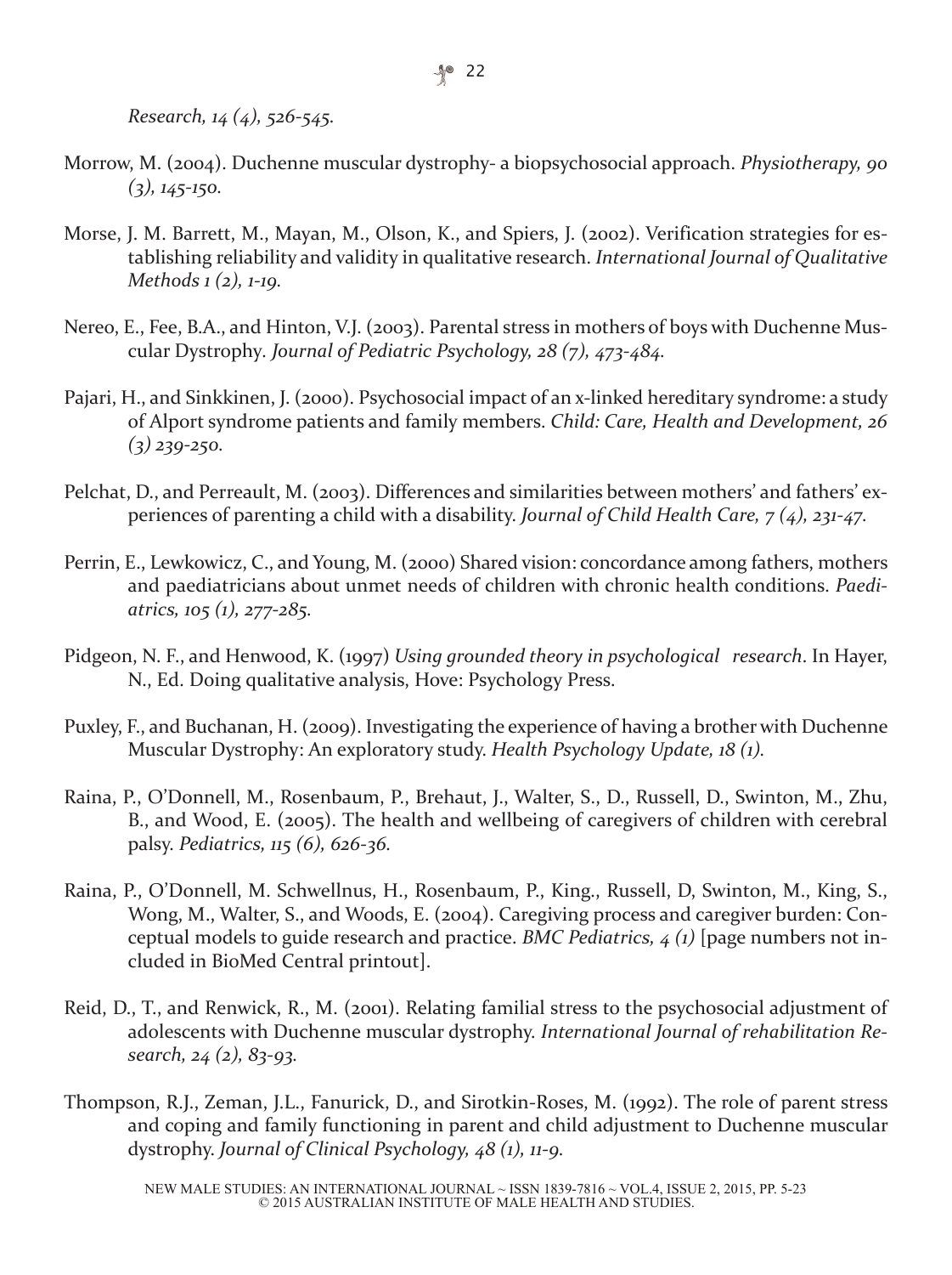*Research, 14 (4), 526-545.*

Morrow, M. (2004). Duchenne muscular dystrophy- a biopsychosocial approach. *Physiotherapy, 90 (3), 145-150.*

Morse, J. M. Barrett, M., Mayan, M., Olson, K., and Spiers, J. (2002). Verification strategies for establishing reliability and validity in qualitative research. *International Journal of Qualitative Methods 1 (2), 1-19.*

Nereo, E., Fee, B.A., and Hinton, V.J. (2003). Parental stress in mothers of boys with Duchenne Muscular Dystrophy. *Journal of Pediatric Psychology, 28 (7), 473-484.*

Pajari, H., and Sinkkinen, J. (2000). Psychosocial impact of an x-linked hereditary syndrome: a study of Alport syndrome patients and family members. *Child: Care, Health and Development, 26 (3) 239-250.*

Pelchat, D., and Perreault, M. (2003). Differences and similarities between mothers' and fathers' experiences of parenting a child with a disability. *Journal of Child Health Care, 7 (4), 231-47.*

Perrin, E., Lewkowicz, C., and Young, M. (2000) Shared vision: concordance among fathers, mothers and paediatricians about unmet needs of children with chronic health conditions. *Paediatrics, 105 (1), 277-285.*

Pidgeon, N. F., and Henwood, K. (1997) *Using grounded theory in psychological research*. In Hayer, N., Ed. Doing qualitative analysis, Hove: Psychology Press.

Puxley, F., and Buchanan, H. (2009). Investigating the experience of having a brother with Duchenne Muscular Dystrophy: An exploratory study. *Health Psychology Update, 18 (1).*

Raina, P., O'Donnell, M., Rosenbaum, P., Brehaut, J., Walter, S., D., Russell, D., Swinton, M., Zhu, B., and Wood, E. (2005). The health and wellbeing of caregivers of children with cerebral palsy. *Pediatrics, 115 (6), 626-36.*

Raina, P., O'Donnell, M. Schwellnus, H., Rosenbaum, P., King., Russell, D, Swinton, M., King, S., Wong, M., Walter, S., and Woods, E. (2004). Caregiving process and caregiver burden: Conceptual models to guide research and practice. *BMC Pediatrics, 4 (1)* [page numbers not included in BioMed Central printout].

Reid, D., T., and Renwick, R., M. (2001). Relating familial stress to the psychosocial adjustment of adolescents with Duchenne muscular dystrophy. *International Journal of rehabilitation Research, 24 (2), 83-93.*

Thompson, R.J., Zeman, J.L., Fanurick, D., and Sirotkin-Roses, M. (1992). The role of parent stress and coping and family functioning in parent and child adjustment to Duchenne muscular dystrophy. *Journal of Clinical Psychology, 48 (1), 11-9.*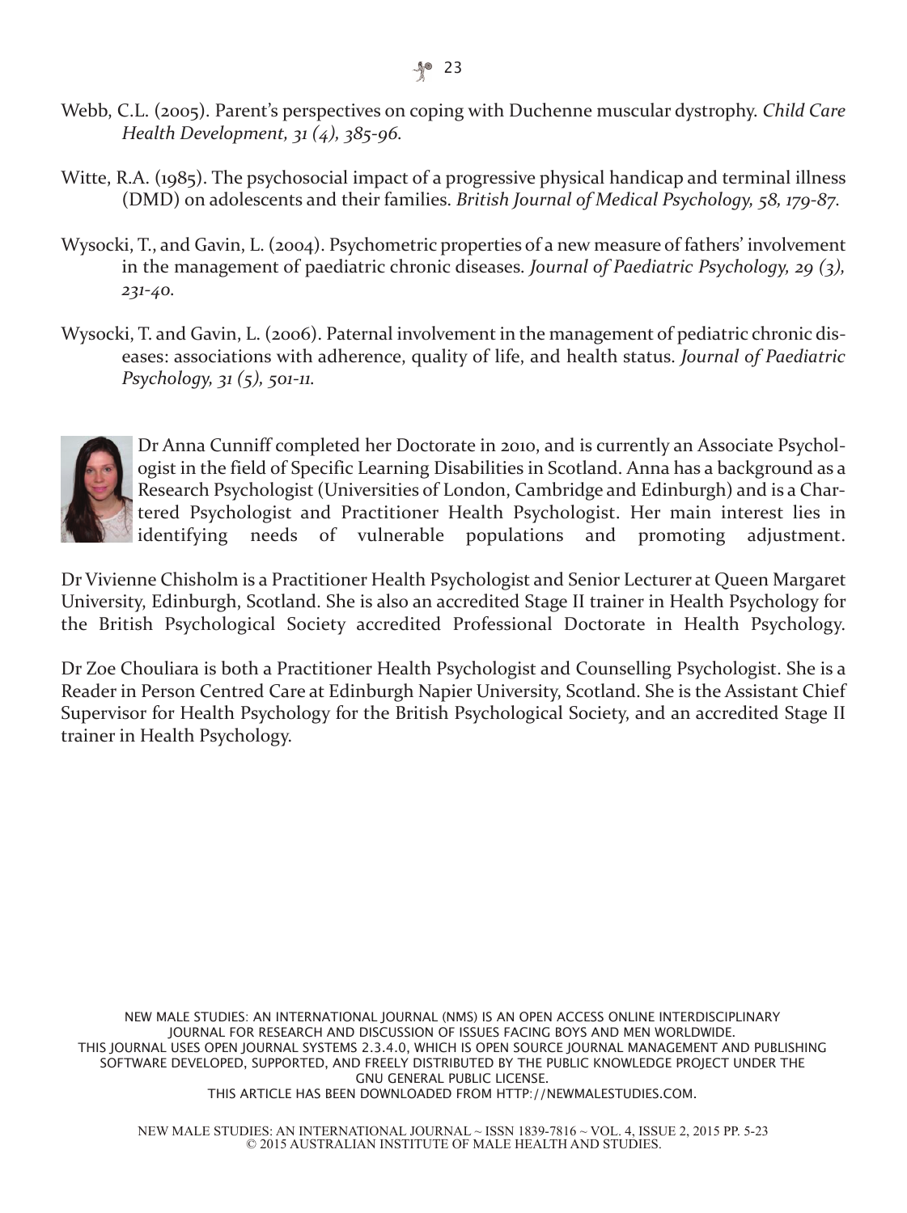Webb, C.L. (2005). Parent's perspectives on coping with Duchenne muscular dystrophy. *Child Care Health Development, 31 (4), 385-96.*

Witte, R.A. (1985). The psychosocial impact of a progressive physical handicap and terminal illness (DMD) on adolescents and their families. *British Journal of Medical Psychology, 58, 179-87.*

Wysocki, T., and Gavin, L. (2004). Psychometric properties of a new measure of fathers' involvement in the management of paediatric chronic diseases. *Journal of Paediatric Psychology, 29 (3), 231-40.*

Wysocki, T. and Gavin, L. (2006). Paternal involvement in the management of pediatric chronic diseases: associations with adherence, quality of life, and health status. *Journal of Paediatric Psychology, 31 (5), 501-11.*

Dr Anna Cunniff completed her Doctorate in 2010, and is currently an Associate Psychologist in the field of Specific Learning Disabilities in Scotland. Anna has a background as a Research Psychologist (Universities of London, Cambridge and Edinburgh) and is a Chartered Psychologist and Practitioner Health Psychologist. Her main interest lies in identifying needs of vulnerable populations and promoting adjustment.

Dr Vivienne Chisholm is a Practitioner Health Psychologist and Senior Lecturer at Queen Margaret University, Edinburgh, Scotland. She is also an accredited Stage II trainer in Health Psychology for the British Psychological Society accredited Professional Doctorate in Health Psychology.

Dr Zoe Chouliara is both a Practitioner Health Psychologist and Counselling Psychologist. She is a Reader in Person Centred Care at Edinburgh Napier University, Scotland. She is the Assistant Chief Supervisor for Health Psychology for the British Psychological Society, and an accredited Stage II trainer in Health Psychology.

NEW MALE STUDIES: AN INTERNATIONAL JOURNAL (NMS) IS AN OPEN ACCESS ONLINE INTERDISCIPLINARY JOURNAL FOR RESEARCH AND DISCUSSION OF ISSUES FACING BOYS AND MEN WORLDWIDE.
THIS JOURNAL USES OPEN JOURNAL SYSTEMS 2.3.4.0, WHICH IS OPEN SOURCE JOURNAL MANAGEMENT AND PUBLISHING SOFTWARE DEVELOPED, SUPPORTED, AND FREELY DISTRIBUTED BY THE PUBLIC KNOWLEDGE PROJECT UNDER THE GNU GENERAL PUBLIC LICENSE.
THIS ARTICLE HAS BEEN DOWNLOADED FROM HTTP://NEWMALESTUDIES.COM.